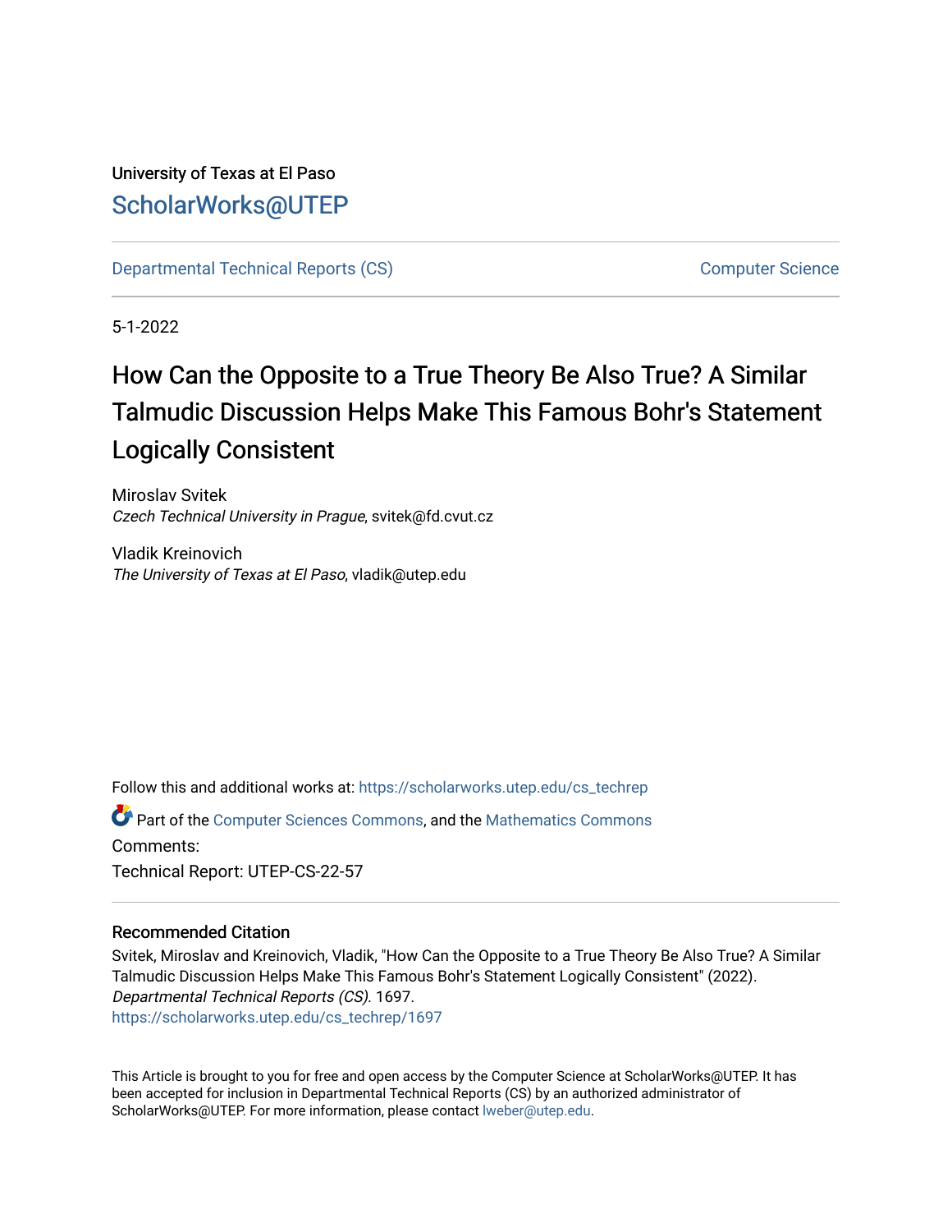University of Texas at El Paso

ScholarWorks@UTEP

Departmental Technical Reports (CS) — Computer Science

5-1-2022

# How Can the Opposite to a True Theory Be Also True? A Similar Talmudic Discussion Helps Make This Famous Bohr's Statement Logically Consistent

Miroslav Svitek
*Czech Technical University in Prague*, svitek@fd.cvut.cz

Vladik Kreinovich
*The University of Texas at El Paso*, vladik@utep.edu

Follow this and additional works at: https://scholarworks.utep.edu/cs_techrep

Part of the Computer Sciences Commons, and the Mathematics Commons

Comments:

Technical Report: UTEP-CS-22-57

### Recommended Citation

Svitek, Miroslav and Kreinovich, Vladik, "How Can the Opposite to a True Theory Be Also True? A Similar Talmudic Discussion Helps Make This Famous Bohr's Statement Logically Consistent" (2022). *Departmental Technical Reports (CS)*. 1697.
https://scholarworks.utep.edu/cs_techrep/1697

This Article is brought to you for free and open access by the Computer Science at ScholarWorks@UTEP. It has been accepted for inclusion in Departmental Technical Reports (CS) by an authorized administrator of ScholarWorks@UTEP. For more information, please contact lweber@utep.edu.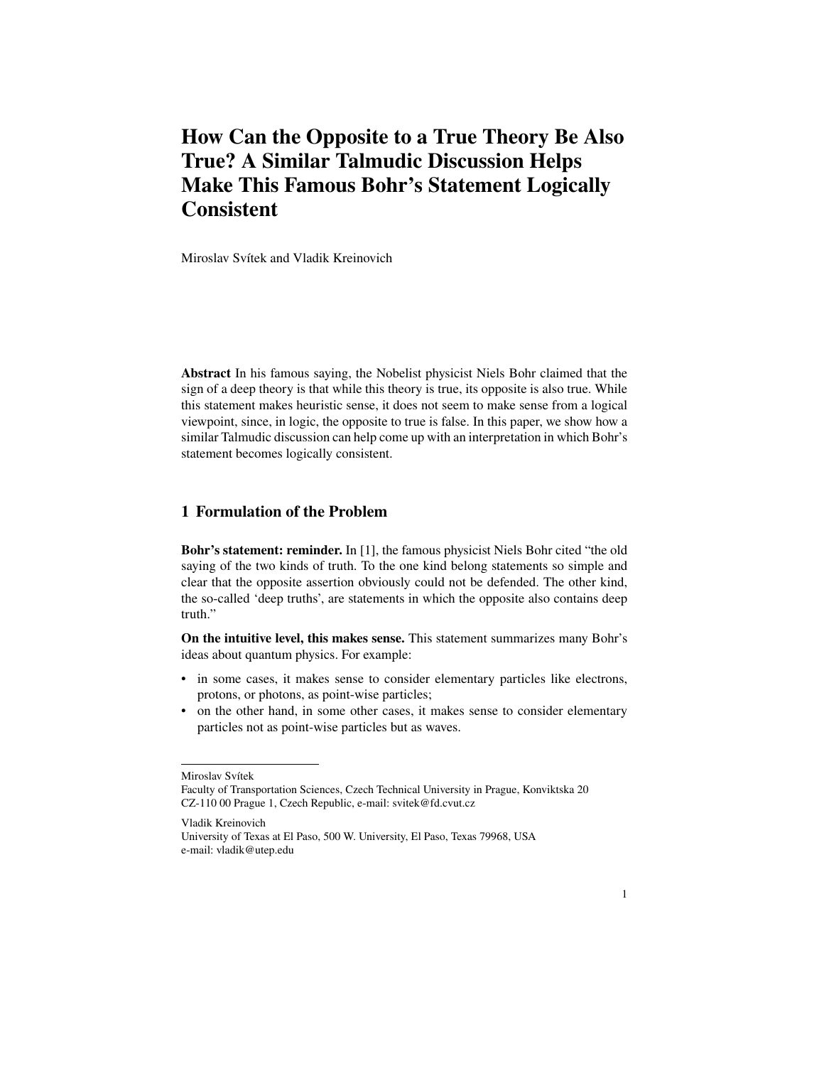# How Can the Opposite to a True Theory Be Also True? A Similar Talmudic Discussion Helps Make This Famous Bohr's Statement Logically Consistent

Miroslav Svítek and Vladik Kreinovich

**Abstract** In his famous saying, the Nobelist physicist Niels Bohr claimed that the sign of a deep theory is that while this theory is true, its opposite is also true. While this statement makes heuristic sense, it does not seem to make sense from a logical viewpoint, since, in logic, the opposite to true is false. In this paper, we show how a similar Talmudic discussion can help come up with an interpretation in which Bohr's statement becomes logically consistent.

## 1 Formulation of the Problem

**Bohr's statement: reminder.** In [1], the famous physicist Niels Bohr cited "the old saying of the two kinds of truth. To the one kind belong statements so simple and clear that the opposite assertion obviously could not be defended. The other kind, the so-called 'deep truths', are statements in which the opposite also contains deep truth."

**On the intuitive level, this makes sense.** This statement summarizes many Bohr's ideas about quantum physics. For example:

- in some cases, it makes sense to consider elementary particles like electrons, protons, or photons, as point-wise particles;
- on the other hand, in some other cases, it makes sense to consider elementary particles not as point-wise particles but as waves.

---

Miroslav Svítek
Faculty of Transportation Sciences, Czech Technical University in Prague, Konviktska 20
CZ-110 00 Prague 1, Czech Republic, e-mail: svitek@fd.cvut.cz

Vladik Kreinovich
University of Texas at El Paso, 500 W. University, El Paso, Texas 79968, USA
e-mail: vladik@utep.edu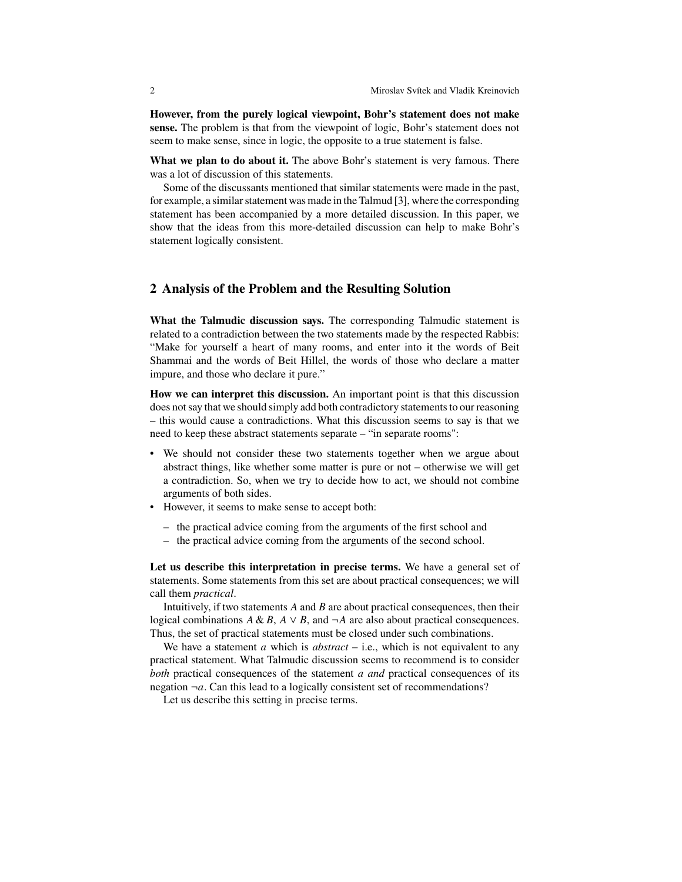**However, from the purely logical viewpoint, Bohr's statement does not make sense.** The problem is that from the viewpoint of logic, Bohr's statement does not seem to make sense, since in logic, the opposite to a true statement is false.

**What we plan to do about it.** The above Bohr's statement is very famous. There was a lot of discussion of this statements.

Some of the discussants mentioned that similar statements were made in the past, for example, a similar statement was made in the Talmud [3], where the corresponding statement has been accompanied by a more detailed discussion. In this paper, we show that the ideas from this more-detailed discussion can help to make Bohr's statement logically consistent.

## 2 Analysis of the Problem and the Resulting Solution

**What the Talmudic discussion says.** The corresponding Talmudic statement is related to a contradiction between the two statements made by the respected Rabbis: "Make for yourself a heart of many rooms, and enter into it the words of Beit Shammai and the words of Beit Hillel, the words of those who declare a matter impure, and those who declare it pure."

**How we can interpret this discussion.** An important point is that this discussion does not say that we should simply add both contradictory statements to our reasoning – this would cause a contradictions. What this discussion seems to say is that we need to keep these abstract statements separate – "in separate rooms":

- We should not consider these two statements together when we argue about abstract things, like whether some matter is pure or not – otherwise we will get a contradiction. So, when we try to decide how to act, we should not combine arguments of both sides.
- However, it seems to make sense to accept both:
  - the practical advice coming from the arguments of the first school and
  - the practical advice coming from the arguments of the second school.

**Let us describe this interpretation in precise terms.** We have a general set of statements. Some statements from this set are about practical consequences; we will call them *practical*.

Intuitively, if two statements $A$ and $B$ are about practical consequences, then their logical combinations $A \,\&\, B$, $A \vee B$, and $\neg A$ are also about practical consequences. Thus, the set of practical statements must be closed under such combinations.

We have a statement $a$ which is *abstract* – i.e., which is not equivalent to any practical statement. What Talmudic discussion seems to recommend is to consider *both* practical consequences of the statement $a$ *and* practical consequences of its negation $\neg a$. Can this lead to a logically consistent set of recommendations?

Let us describe this setting in precise terms.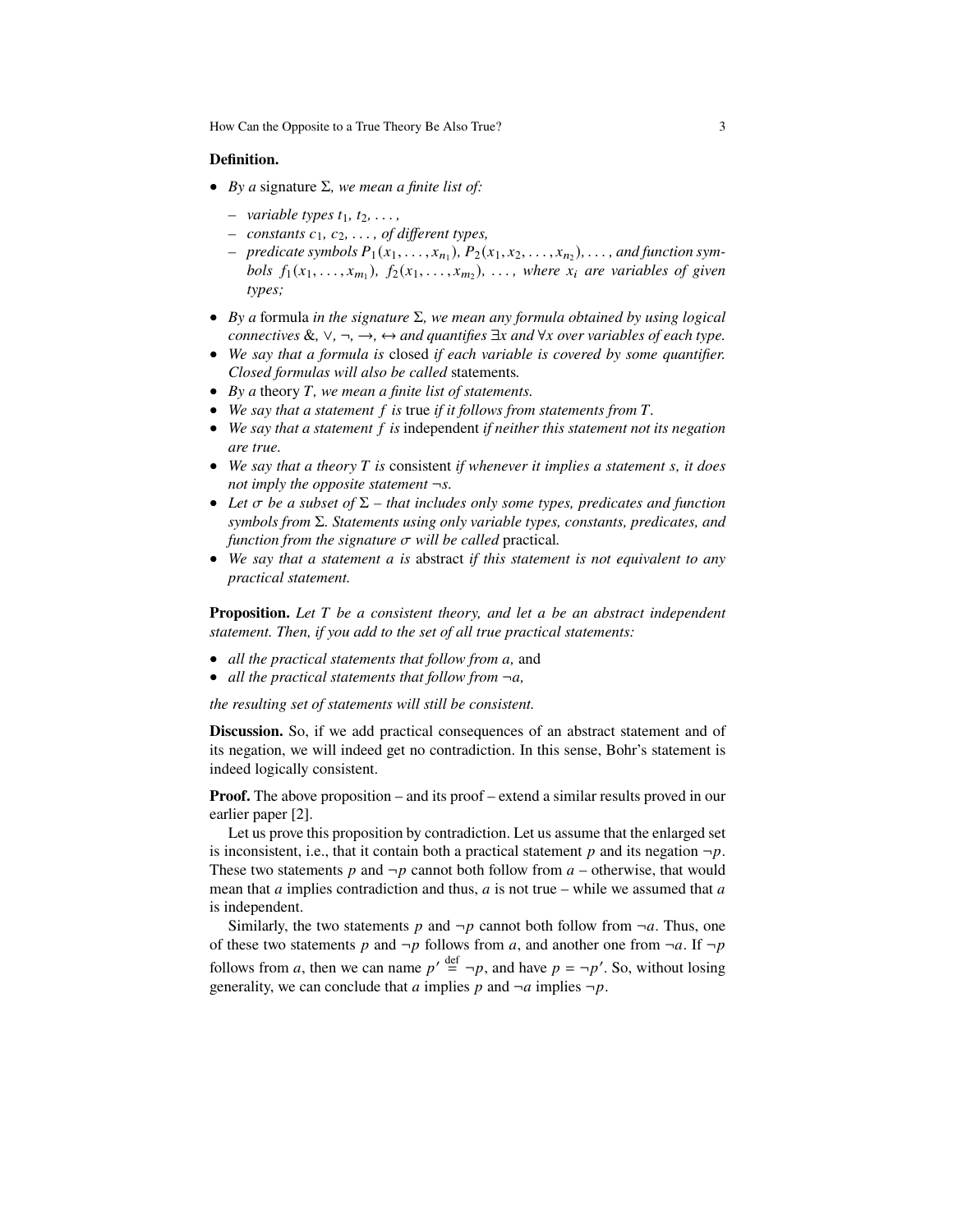**Definition.**

- *By a* signature $\Sigma$*, we mean a finite list of:*
  - *variable types* $t_1, t_2, \ldots,$
  - *constants* $c_1, c_2, \ldots,$ *of different types,*
  - *predicate symbols* $P_1(x_1, \ldots, x_{n_1})$*,* $P_2(x_1, x_2, \ldots, x_{n_2})$*, ..., and function symbols* $f_1(x_1, \ldots, x_{m_1})$*,* $f_2(x_1, \ldots, x_{m_2})$*, ..., where* $x_i$ *are variables of given types;*
- *By a* formula *in the signature* $\Sigma$*, we mean any formula obtained by using logical connectives* $\&, \vee, \neg, \rightarrow, \leftrightarrow$ *and quantifies* $\exists x$ *and* $\forall x$ *over variables of each type.*
- *We say that a formula is* closed *if each variable is covered by some quantifier. Closed formulas will also be called* statements*.*
- *By a* theory $T$*, we mean a finite list of statements.*
- *We say that a statement* $f$ *is* true *if it follows from statements from* $T$*.*
- *We say that a statement* $f$ *is* independent *if neither this statement not its negation are true.*
- *We say that a theory* $T$ *is* consistent *if whenever it implies a statement* $s$*, it does not imply the opposite statement* $\neg s$*.*
- *Let* $\sigma$ *be a subset of* $\Sigma$ *– that includes only some types, predicates and function symbols from* $\Sigma$*. Statements using only variable types, constants, predicates, and function from the signature* $\sigma$ *will be called* practical*.*
- *We say that a statement* $a$ *is* abstract *if this statement is not equivalent to any practical statement.*

**Proposition.** *Let* $T$ *be a consistent theory, and let* $a$ *be an abstract independent statement. Then, if you add to the set of all true practical statements:*

- *all the practical statements that follow from* $a$*,* and
- *all the practical statements that follow from* $\neg a$*,*

*the resulting set of statements will still be consistent.*

**Discussion.** So, if we add practical consequences of an abstract statement and of its negation, we will indeed get no contradiction. In this sense, Bohr's statement is indeed logically consistent.

**Proof.** The above proposition – and its proof – extend a similar results proved in our earlier paper [2].

Let us prove this proposition by contradiction. Let us assume that the enlarged set is inconsistent, i.e., that it contain both a practical statement $p$ and its negation $\neg p$. These two statements $p$ and $\neg p$ cannot both follow from $a$ – otherwise, that would mean that $a$ implies contradiction and thus, $a$ is not true – while we assumed that $a$ is independent.

Similarly, the two statements $p$ and $\neg p$ cannot both follow from $\neg a$. Thus, one of these two statements $p$ and $\neg p$ follows from $a$, and another one from $\neg a$. If $\neg p$ follows from $a$, then we can name $p' \stackrel{\text{def}}{=} \neg p$, and have $p = \neg p'$. So, without losing generality, we can conclude that $a$ implies $p$ and $\neg a$ implies $\neg p$.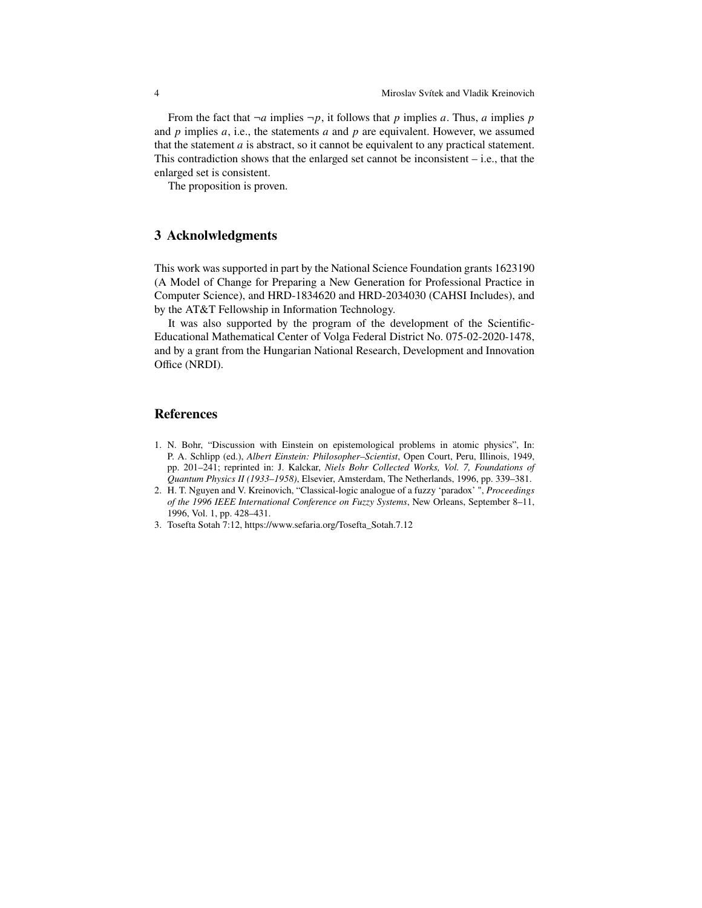From the fact that $\neg a$ implies $\neg p$, it follows that $p$ implies $a$. Thus, $a$ implies $p$ and $p$ implies $a$, i.e., the statements $a$ and $p$ are equivalent. However, we assumed that the statement $a$ is abstract, so it cannot be equivalent to any practical statement. This contradiction shows that the enlarged set cannot be inconsistent – i.e., that the enlarged set is consistent.

The proposition is proven.

## 3 Acknolwledgments

This work was supported in part by the National Science Foundation grants 1623190 (A Model of Change for Preparing a New Generation for Professional Practice in Computer Science), and HRD-1834620 and HRD-2034030 (CAHSI Includes), and by the AT&T Fellowship in Information Technology.

It was also supported by the program of the development of the Scientific-Educational Mathematical Center of Volga Federal District No. 075-02-2020-1478, and by a grant from the Hungarian National Research, Development and Innovation Office (NRDI).

## References

1. N. Bohr, "Discussion with Einstein on epistemological problems in atomic physics", In: P. A. Schlipp (ed.), *Albert Einstein: Philosopher–Scientist*, Open Court, Peru, Illinois, 1949, pp. 201–241; reprinted in: J. Kalckar, *Niels Bohr Collected Works, Vol. 7, Foundations of Quantum Physics II (1933–1958)*, Elsevier, Amsterdam, The Netherlands, 1996, pp. 339–381.
2. H. T. Nguyen and V. Kreinovich, "Classical-logic analogue of a fuzzy 'paradox' ", *Proceedings of the 1996 IEEE International Conference on Fuzzy Systems*, New Orleans, September 8–11, 1996, Vol. 1, pp. 428–431.
3. Tosefta Sotah 7:12, https://www.sefaria.org/Tosefta_Sotah.7.12